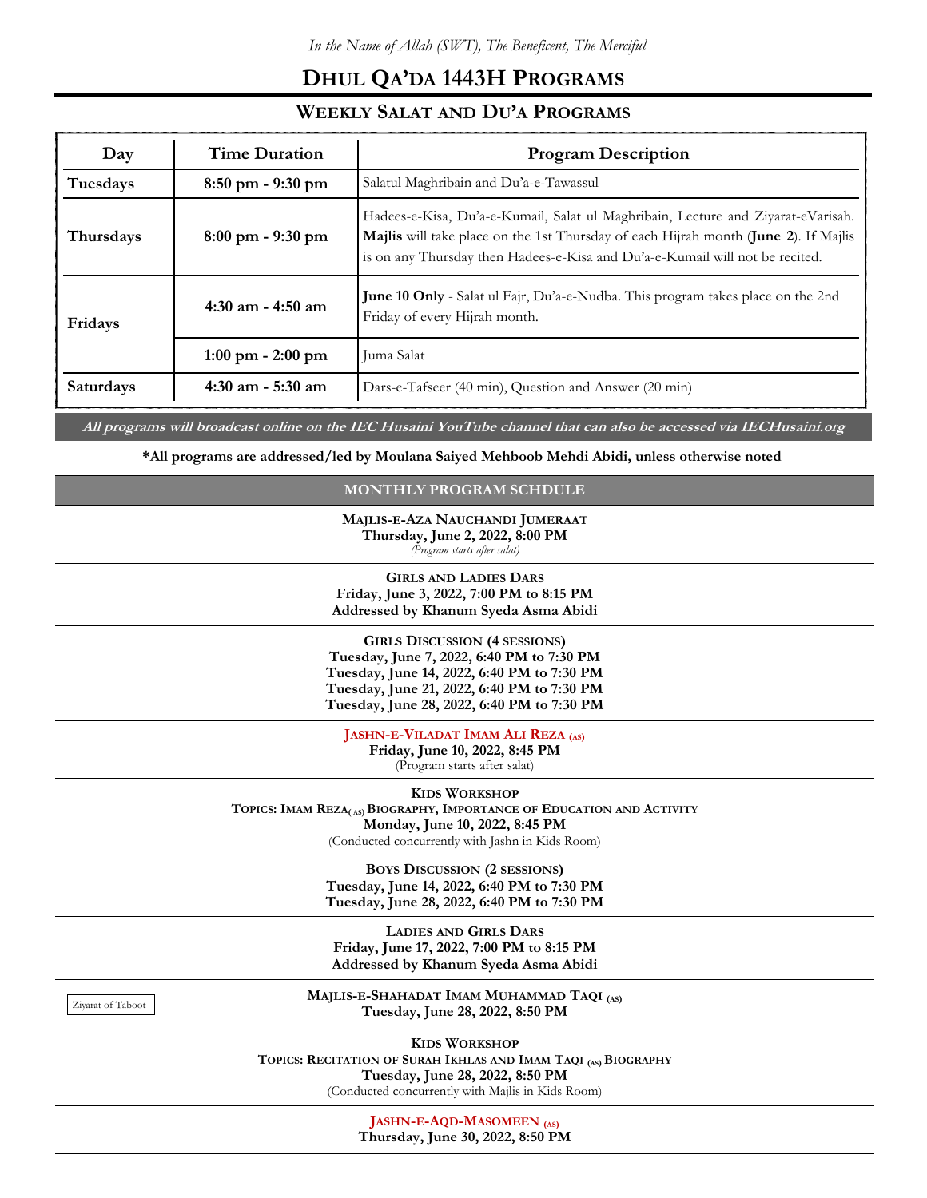*In the Name of Allah (SWT), The Beneficent, The Merciful*

# DHUL QA'DA 1443H PROGRAMS

## WEEKLY SALAT AND DU'A PROGRAMS

| Day | Time Duration | Program Description |
|---|---|---|
| Tuesdays | 8:50 pm - 9:30 pm | Salatul Maghribain and Du'a-e-Tawassul |
| Thursdays | 8:00 pm - 9:30 pm | Hadees-e-Kisa, Du'a-e-Kumail, Salat ul Maghribain, Lecture and Ziyarat-eVarisah. **Majlis** will take place on the 1st Thursday of each Hijrah month (**June 2**). If Majlis is on any Thursday then Hadees-e-Kisa and Du'a-e-Kumail will not be recited. |
| Fridays | 4:30 am - 4:50 am | **June 10 Only** - Salat ul Fajr, Du'a-e-Nudba. This program takes place on the 2nd Friday of every Hijrah month. |
| | 1:00 pm - 2:00 pm | Juma Salat |
| Saturdays | 4:30 am - 5:30 am | Dars-e-Tafseer (40 min), Question and Answer (20 min) |

***All programs will broadcast online on the IEC Husaini YouTube channel that can also be accessed via IECHusaini.org***

**\*All programs are addressed/led by Moulana Saiyed Mehboob Mehdi Abidi, unless otherwise noted**

## MONTHLY PROGRAM SCHDULE

**MAJLIS-E-AZA NAUCHANDI JUMERAAT**
**Thursday, June 2, 2022, 8:00 PM**
*(Program starts after salat)*

---

**GIRLS AND LADIES DARS**
**Friday, June 3, 2022, 7:00 PM to 8:15 PM**
**Addressed by Khanum Syeda Asma Abidi**

---

**GIRLS DISCUSSION (4 SESSIONS)**
**Tuesday, June 7, 2022, 6:40 PM to 7:30 PM**
**Tuesday, June 14, 2022, 6:40 PM to 7:30 PM**
**Tuesday, June 21, 2022, 6:40 PM to 7:30 PM**
**Tuesday, June 28, 2022, 6:40 PM to 7:30 PM**

---

**JASHN-E-VILADAT IMAM ALI REZA (AS)**
**Friday, June 10, 2022, 8:45 PM**
(Program starts after salat)

---

**KIDS WORKSHOP**
**TOPICS: IMAM REZA(AS) BIOGRAPHY, IMPORTANCE OF EDUCATION AND ACTIVITY**
**Monday, June 10, 2022, 8:45 PM**
(Conducted concurrently with Jashn in Kids Room)

---

**BOYS DISCUSSION (2 SESSIONS)**
**Tuesday, June 14, 2022, 6:40 PM to 7:30 PM**
**Tuesday, June 28, 2022, 6:40 PM to 7:30 PM**

---

**LADIES AND GIRLS DARS**
**Friday, June 17, 2022, 7:00 PM to 8:15 PM**
**Addressed by Khanum Syeda Asma Abidi**

---

Ziyarat of Taboot

**MAJLIS-E-SHAHADAT IMAM MUHAMMAD TAQI (AS)**
**Tuesday, June 28, 2022, 8:50 PM**

---

**KIDS WORKSHOP**
**TOPICS: RECITATION OF SURAH IKHLAS AND IMAM TAQI (AS) BIOGRAPHY**
**Tuesday, June 28, 2022, 8:50 PM**
(Conducted concurrently with Majlis in Kids Room)

---

**JASHN-E-AQD-MASOMEEN (AS)**
**Thursday, June 30, 2022, 8:50 PM**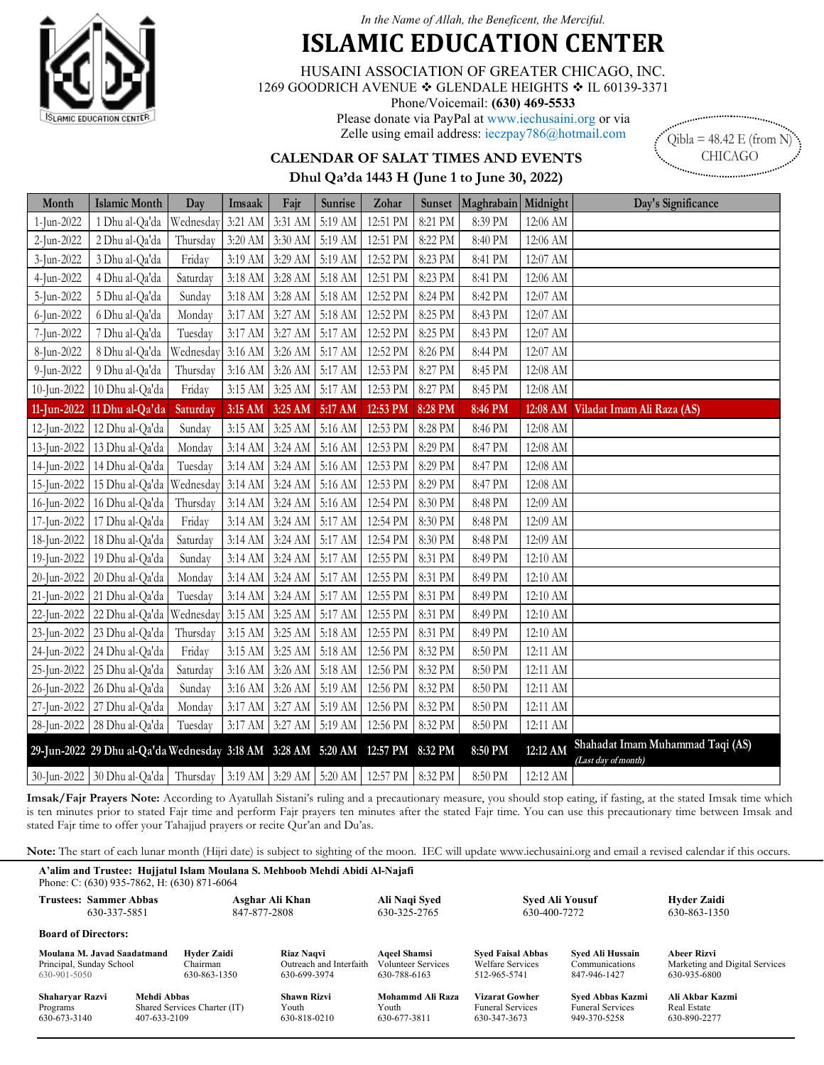*In the Name of Allah, the Beneficent, the Merciful.*

# ISLAMIC EDUCATION CENTER

HUSAINI ASSOCIATION OF GREATER CHICAGO, INC.
1269 GOODRICH AVENUE ❖ GLENDALE HEIGHTS ❖ IL 60139-3371
Phone/Voicemail: **(630) 469-5533**
Please donate via PayPal at www.iechusaini.org or via Zelle using email address: ieczpay786@hotmail.com

Qibla = 48.42 E (from N) CHICAGO

## CALENDAR OF SALAT TIMES AND EVENTS

**Dhul Qa'da 1443 H (June 1 to June 30, 2022)**

| Month | Islamic Month | Day | Imsaak | Fajr | Sunrise | Zohar | Sunset | Maghrabain | Midnight | Day's Significance |
|---|---|---|---|---|---|---|---|---|---|---|
| 1-Jun-2022 | 1 Dhu al-Qa'da | Wednesday | 3:21 AM | 3:31 AM | 5:19 AM | 12:51 PM | 8:21 PM | 8:39 PM | 12:06 AM | |
| 2-Jun-2022 | 2 Dhu al-Qa'da | Thursday | 3:20 AM | 3:30 AM | 5:19 AM | 12:51 PM | 8:22 PM | 8:40 PM | 12:06 AM | |
| 3-Jun-2022 | 3 Dhu al-Qa'da | Friday | 3:19 AM | 3:29 AM | 5:19 AM | 12:52 PM | 8:23 PM | 8:41 PM | 12:07 AM | |
| 4-Jun-2022 | 4 Dhu al-Qa'da | Saturday | 3:18 AM | 3:28 AM | 5:18 AM | 12:51 PM | 8:23 PM | 8:41 PM | 12:06 AM | |
| 5-Jun-2022 | 5 Dhu al-Qa'da | Sunday | 3:18 AM | 3:28 AM | 5:18 AM | 12:52 PM | 8:24 PM | 8:42 PM | 12:07 AM | |
| 6-Jun-2022 | 6 Dhu al-Qa'da | Monday | 3:17 AM | 3:27 AM | 5:18 AM | 12:52 PM | 8:25 PM | 8:43 PM | 12:07 AM | |
| 7-Jun-2022 | 7 Dhu al-Qa'da | Tuesday | 3:17 AM | 3:27 AM | 5:17 AM | 12:52 PM | 8:25 PM | 8:43 PM | 12:07 AM | |
| 8-Jun-2022 | 8 Dhu al-Qa'da | Wednesday | 3:16 AM | 3:26 AM | 5:17 AM | 12:52 PM | 8:26 PM | 8:44 PM | 12:07 AM | |
| 9-Jun-2022 | 9 Dhu al-Qa'da | Thursday | 3:16 AM | 3:26 AM | 5:17 AM | 12:53 PM | 8:27 PM | 8:45 PM | 12:08 AM | |
| 10-Jun-2022 | 10 Dhu al-Qa'da | Friday | 3:15 AM | 3:25 AM | 5:17 AM | 12:53 PM | 8:27 PM | 8:45 PM | 12:08 AM | |
| **11-Jun-2022** | **11 Dhu al-Qa'da** | **Saturday** | **3:15 AM** | **3:25 AM** | **5:17 AM** | **12:53 PM** | **8:28 PM** | **8:46 PM** | **12:08 AM** | **Viladat Imam Ali Raza (AS)** |
| 12-Jun-2022 | 12 Dhu al-Qa'da | Sunday | 3:15 AM | 3:25 AM | 5:16 AM | 12:53 PM | 8:28 PM | 8:46 PM | 12:08 AM | |
| 13-Jun-2022 | 13 Dhu al-Qa'da | Monday | 3:14 AM | 3:24 AM | 5:16 AM | 12:53 PM | 8:29 PM | 8:47 PM | 12:08 AM | |
| 14-Jun-2022 | 14 Dhu al-Qa'da | Tuesday | 3:14 AM | 3:24 AM | 5:16 AM | 12:53 PM | 8:29 PM | 8:47 PM | 12:08 AM | |
| 15-Jun-2022 | 15 Dhu al-Qa'da | Wednesday | 3:14 AM | 3:24 AM | 5:16 AM | 12:53 PM | 8:29 PM | 8:47 PM | 12:08 AM | |
| 16-Jun-2022 | 16 Dhu al-Qa'da | Thursday | 3:14 AM | 3:24 AM | 5:16 AM | 12:54 PM | 8:30 PM | 8:48 PM | 12:09 AM | |
| 17-Jun-2022 | 17 Dhu al-Qa'da | Friday | 3:14 AM | 3:24 AM | 5:17 AM | 12:54 PM | 8:30 PM | 8:48 PM | 12:09 AM | |
| 18-Jun-2022 | 18 Dhu al-Qa'da | Saturday | 3:14 AM | 3:24 AM | 5:17 AM | 12:54 PM | 8:30 PM | 8:48 PM | 12:09 AM | |
| 19-Jun-2022 | 19 Dhu al-Qa'da | Sunday | 3:14 AM | 3:24 AM | 5:17 AM | 12:55 PM | 8:31 PM | 8:49 PM | 12:10 AM | |
| 20-Jun-2022 | 20 Dhu al-Qa'da | Monday | 3:14 AM | 3:24 AM | 5:17 AM | 12:55 PM | 8:31 PM | 8:49 PM | 12:10 AM | |
| 21-Jun-2022 | 21 Dhu al-Qa'da | Tuesday | 3:14 AM | 3:24 AM | 5:17 AM | 12:55 PM | 8:31 PM | 8:49 PM | 12:10 AM | |
| 22-Jun-2022 | 22 Dhu al-Qa'da | Wednesday | 3:15 AM | 3:25 AM | 5:17 AM | 12:55 PM | 8:31 PM | 8:49 PM | 12:10 AM | |
| 23-Jun-2022 | 23 Dhu al-Qa'da | Thursday | 3:15 AM | 3:25 AM | 5:18 AM | 12:55 PM | 8:31 PM | 8:49 PM | 12:10 AM | |
| 24-Jun-2022 | 24 Dhu al-Qa'da | Friday | 3:15 AM | 3:25 AM | 5:18 AM | 12:56 PM | 8:32 PM | 8:50 PM | 12:11 AM | |
| 25-Jun-2022 | 25 Dhu al-Qa'da | Saturday | 3:16 AM | 3:26 AM | 5:18 AM | 12:56 PM | 8:32 PM | 8:50 PM | 12:11 AM | |
| 26-Jun-2022 | 26 Dhu al-Qa'da | Sunday | 3:16 AM | 3:26 AM | 5:19 AM | 12:56 PM | 8:32 PM | 8:50 PM | 12:11 AM | |
| 27-Jun-2022 | 27 Dhu al-Qa'da | Monday | 3:17 AM | 3:27 AM | 5:19 AM | 12:56 PM | 8:32 PM | 8:50 PM | 12:11 AM | |
| 28-Jun-2022 | 28 Dhu al-Qa'da | Tuesday | 3:17 AM | 3:27 AM | 5:19 AM | 12:56 PM | 8:32 PM | 8:50 PM | 12:11 AM | |
| **29-Jun-2022** | **29 Dhu al-Qa'da** | **Wednesday** | **3:18 AM** | **3:28 AM** | **5:20 AM** | **12:57 PM** | **8:32 PM** | **8:50 PM** | **12:12 AM** | **Shahadat Imam Muhammad Taqi (AS)** *(Last day of month)* |
| 30-Jun-2022 | 30 Dhu al-Qa'da | Thursday | 3:19 AM | 3:29 AM | 5:20 AM | 12:57 PM | 8:32 PM | 8:50 PM | 12:12 AM | |

**Imsak/Fajr Prayers Note:** According to Ayatullah Sistani's ruling and a precautionary measure, you should stop eating, if fasting, at the stated Imsak time which is ten minutes prior to stated Fajr time and perform Fajr prayers ten minutes after the stated Fajr time. You can use this precautionary time between Imsak and stated Fajr time to offer your Tahajjud prayers or recite Qur'an and Du'as.

**Note:** The start of each lunar month (Hijri date) is subject to sighting of the moon. IEC will update www.iechusaini.org and email a revised calendar if this occurs.

**A'alim and Trustee: Hujjatul Islam Moulana S. Mehboob Mehdi Abidi Al-Najafi**
Phone: C: (630) 935-7862, H: (630) 871-6064

**Trustees:**
- **Sammer Abbas** 630-337-5851
- **Asghar Ali Khan** 847-877-2808
- **Ali Naqi Syed** 630-325-2765
- **Syed Ali Yousuf** 630-400-7272
- **Hyder Zaidi** 630-863-1350

**Board of Directors:**

- **Moulana M. Javad Saadatmand** – Principal, Sunday School – 630-901-5050
- **Hyder Zaidi** – Chairman – 630-863-1350
- **Riaz Naqvi** – Outreach and Interfaith – 630-699-3974
- **Aqeel Shamsi** – Volunteer Services – 630-788-6163
- **Syed Faisal Abbas** – Welfare Services – 512-965-5741
- **Syed Ali Hussain** – Communications – 847-946-1427
- **Abeer Rizvi** – Marketing and Digital Services – 630-935-6800
- **Shaharyar Razvi** – Programs – 630-673-3140
- **Mehdi Abbas** – Shared Services Charter (IT) – 407-633-2109
- **Shawn Rizvi** – Youth – 630-818-0210
- **Mohammd Ali Raza** – Youth – 630-677-3811
- **Vizarat Gowher** – Funeral Services – 630-347-3673
- **Syed Abbas Kazmi** – Funeral Services – 949-370-5258
- **Ali Akbar Kazmi** – Real Estate – 630-890-2277